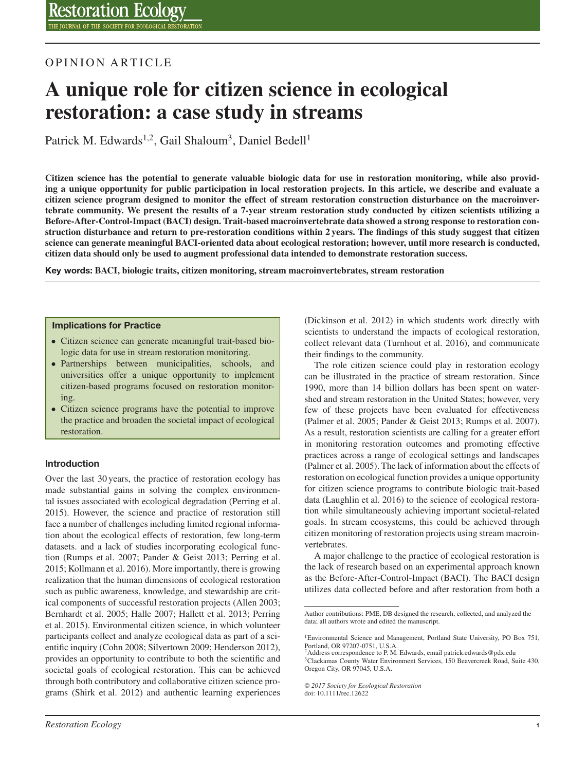OPINION ARTICLE

# A unique role for citizen science in ecological restoration: a case study in streams

Patrick M. Edwards[1,2], Gail Shaloum[3], Daniel Bedell[1]

**Citizen science has the potential to generate valuable biologic data for use in restoration monitoring, while also providing a unique opportunity for public participation in local restoration projects. In this article, we describe and evaluate a citizen science program designed to monitor the effect of stream restoration construction disturbance on the macroinvertebrate community. We present the results of a 7-year stream restoration study conducted by citizen scientists utilizing a Before-After-Control-Impact (BACI) design. Trait-based macroinvertebrate data showed a strong response to restoration construction disturbance and return to pre-restoration conditions within 2 years. The findings of this study suggest that citizen science can generate meaningful BACI-oriented data about ecological restoration; however, until more research is conducted, citizen data should only be used to augment professional data intended to demonstrate restoration success.**

**Key words: BACI, biologic traits, citizen monitoring, stream macroinvertebrates, stream restoration**

### Implications for Practice

- Citizen science can generate meaningful trait-based biologic data for use in stream restoration monitoring.
- Partnerships between municipalities, schools, and universities offer a unique opportunity to implement citizen-based programs focused on restoration monitoring.
- Citizen science programs have the potential to improve the practice and broaden the societal impact of ecological restoration.

## Introduction

Over the last 30 years, the practice of restoration ecology has made substantial gains in solving the complex environmental issues associated with ecological degradation (Perring et al. 2015). However, the science and practice of restoration still face a number of challenges including limited regional information about the ecological effects of restoration, few long-term datasets. and a lack of studies incorporating ecological function (Rumps et al. 2007; Pander & Geist 2013; Perring et al. 2015; Kollmann et al. 2016). More importantly, there is growing realization that the human dimensions of ecological restoration such as public awareness, knowledge, and stewardship are critical components of successful restoration projects (Allen 2003; Bernhardt et al. 2005; Halle 2007; Hallett et al. 2013; Perring et al. 2015). Environmental citizen science, in which volunteer participants collect and analyze ecological data as part of a scientific inquiry (Cohn 2008; Silvertown 2009; Henderson 2012), provides an opportunity to contribute to both the scientific and societal goals of ecological restoration. This can be achieved through both contributory and collaborative citizen science programs (Shirk et al. 2012) and authentic learning experiences (Dickinson et al. 2012) in which students work directly with scientists to understand the impacts of ecological restoration, collect relevant data (Turnhout et al. 2016), and communicate their findings to the community.

The role citizen science could play in restoration ecology can be illustrated in the practice of stream restoration. Since 1990, more than 14 billion dollars has been spent on watershed and stream restoration in the United States; however, very few of these projects have been evaluated for effectiveness (Palmer et al. 2005; Pander & Geist 2013; Rumps et al. 2007). As a result, restoration scientists are calling for a greater effort in monitoring restoration outcomes and promoting effective practices across a range of ecological settings and landscapes (Palmer et al. 2005). The lack of information about the effects of restoration on ecological function provides a unique opportunity for citizen science programs to contribute biologic trait-based data (Laughlin et al. 2016) to the science of ecological restoration while simultaneously achieving important societal-related goals. In stream ecosystems, this could be achieved through citizen monitoring of restoration projects using stream macroinvertebrates.

A major challenge to the practice of ecological restoration is the lack of research based on an experimental approach known as the Before-After-Control-Impact (BACI). The BACI design utilizes data collected before and after restoration from both a

---

Author contributions: PME, DB designed the research, collected, and analyzed the data; all authors wrote and edited the manuscript.

[1]Environmental Science and Management, Portland State University, PO Box 751, Portland, OR 97207-0751, U.S.A.
[2]Address correspondence to P. M. Edwards, email patrick.edwards@pdx.edu
[3]Clackamas County Water Environment Services, 150 Beavercreek Road, Suite 430, Oregon City, OR 97045, U.S.A.

*© 2017 Society for Ecological Restoration*
doi: 10.1111/rec.12622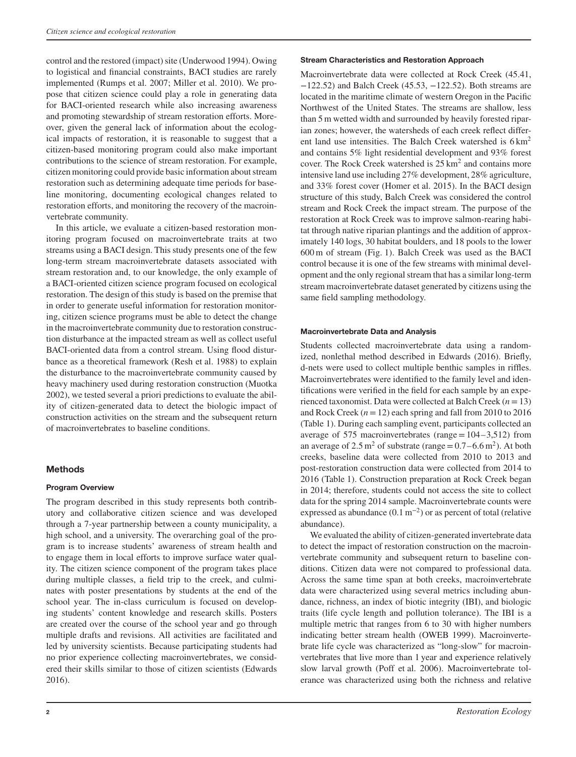control and the restored (impact) site (Underwood 1994). Owing to logistical and financial constraints, BACI studies are rarely implemented (Rumps et al. 2007; Miller et al. 2010). We propose that citizen science could play a role in generating data for BACI-oriented research while also increasing awareness and promoting stewardship of stream restoration efforts. Moreover, given the general lack of information about the ecological impacts of restoration, it is reasonable to suggest that a citizen-based monitoring program could also make important contributions to the science of stream restoration. For example, citizen monitoring could provide basic information about stream restoration such as determining adequate time periods for baseline monitoring, documenting ecological changes related to restoration efforts, and monitoring the recovery of the macroinvertebrate community.

In this article, we evaluate a citizen-based restoration monitoring program focused on macroinvertebrate traits at two streams using a BACI design. This study presents one of the few long-term stream macroinvertebrate datasets associated with stream restoration and, to our knowledge, the only example of a BACI-oriented citizen science program focused on ecological restoration. The design of this study is based on the premise that in order to generate useful information for restoration monitoring, citizen science programs must be able to detect the change in the macroinvertebrate community due to restoration construction disturbance at the impacted stream as well as collect useful BACI-oriented data from a control stream. Using flood disturbance as a theoretical framework (Resh et al. 1988) to explain the disturbance to the macroinvertebrate community caused by heavy machinery used during restoration construction (Muotka 2002), we tested several a priori predictions to evaluate the ability of citizen-generated data to detect the biologic impact of construction activities on the stream and the subsequent return of macroinvertebrates to baseline conditions.

## Methods

### Program Overview

The program described in this study represents both contributory and collaborative citizen science and was developed through a 7-year partnership between a county municipality, a high school, and a university. The overarching goal of the program is to increase students' awareness of stream health and to engage them in local efforts to improve surface water quality. The citizen science component of the program takes place during multiple classes, a field trip to the creek, and culminates with poster presentations by students at the end of the school year. The in-class curriculum is focused on developing students' content knowledge and research skills. Posters are created over the course of the school year and go through multiple drafts and revisions. All activities are facilitated and led by university scientists. Because participating students had no prior experience collecting macroinvertebrates, we considered their skills similar to those of citizen scientists (Edwards 2016).

### Stream Characteristics and Restoration Approach

Macroinvertebrate data were collected at Rock Creek (45.41, −122.52) and Balch Creek (45.53, −122.52). Both streams are located in the maritime climate of western Oregon in the Pacific Northwest of the United States. The streams are shallow, less than 5 m wetted width and surrounded by heavily forested riparian zones; however, the watersheds of each creek reflect different land use intensities. The Balch Creek watershed is 6 $km^2$ and contains 5% light residential development and 93% forest cover. The Rock Creek watershed is 25 $km^2$ and contains more intensive land use including 27% development, 28% agriculture, and 33% forest cover (Homer et al. 2015). In the BACI design structure of this study, Balch Creek was considered the control stream and Rock Creek the impact stream. The purpose of the restoration at Rock Creek was to improve salmon-rearing habitat through native riparian plantings and the addition of approximately 140 logs, 30 habitat boulders, and 18 pools to the lower 600 m of stream (Fig. 1). Balch Creek was used as the BACI control because it is one of the few streams with minimal development and the only regional stream that has a similar long-term stream macroinvertebrate dataset generated by citizens using the same field sampling methodology.

### Macroinvertebrate Data and Analysis

Students collected macroinvertebrate data using a randomized, nonlethal method described in Edwards (2016). Briefly, d-nets were used to collect multiple benthic samples in riffles. Macroinvertebrates were identified to the family level and identifications were verified in the field for each sample by an experienced taxonomist. Data were collected at Balch Creek ($n = 13$) and Rock Creek ($n = 12$) each spring and fall from 2010 to 2016 (Table 1). During each sampling event, participants collected an average of 575 macroinvertebrates (range = 104–3,512) from an average of 2.5 $m^2$ of substrate (range = 0.7–6.6 $m^2$). At both creeks, baseline data were collected from 2010 to 2013 and post-restoration construction data were collected from 2014 to 2016 (Table 1). Construction preparation at Rock Creek began in 2014; therefore, students could not access the site to collect data for the spring 2014 sample. Macroinvertebrate counts were expressed as abundance (0.1 $m^{-2}$) or as percent of total (relative abundance).

We evaluated the ability of citizen-generated invertebrate data to detect the impact of restoration construction on the macroinvertebrate community and subsequent return to baseline conditions. Citizen data were not compared to professional data. Across the same time span at both creeks, macroinvertebrate data were characterized using several metrics including abundance, richness, an index of biotic integrity (IBI), and biologic traits (life cycle length and pollution tolerance). The IBI is a multiple metric that ranges from 6 to 30 with higher numbers indicating better stream health (OWEB 1999). Macroinvertebrate life cycle was characterized as "long-slow" for macroinvertebrates that live more than 1 year and experience relatively slow larval growth (Poff et al. 2006). Macroinvertebrate tolerance was characterized using both the richness and relative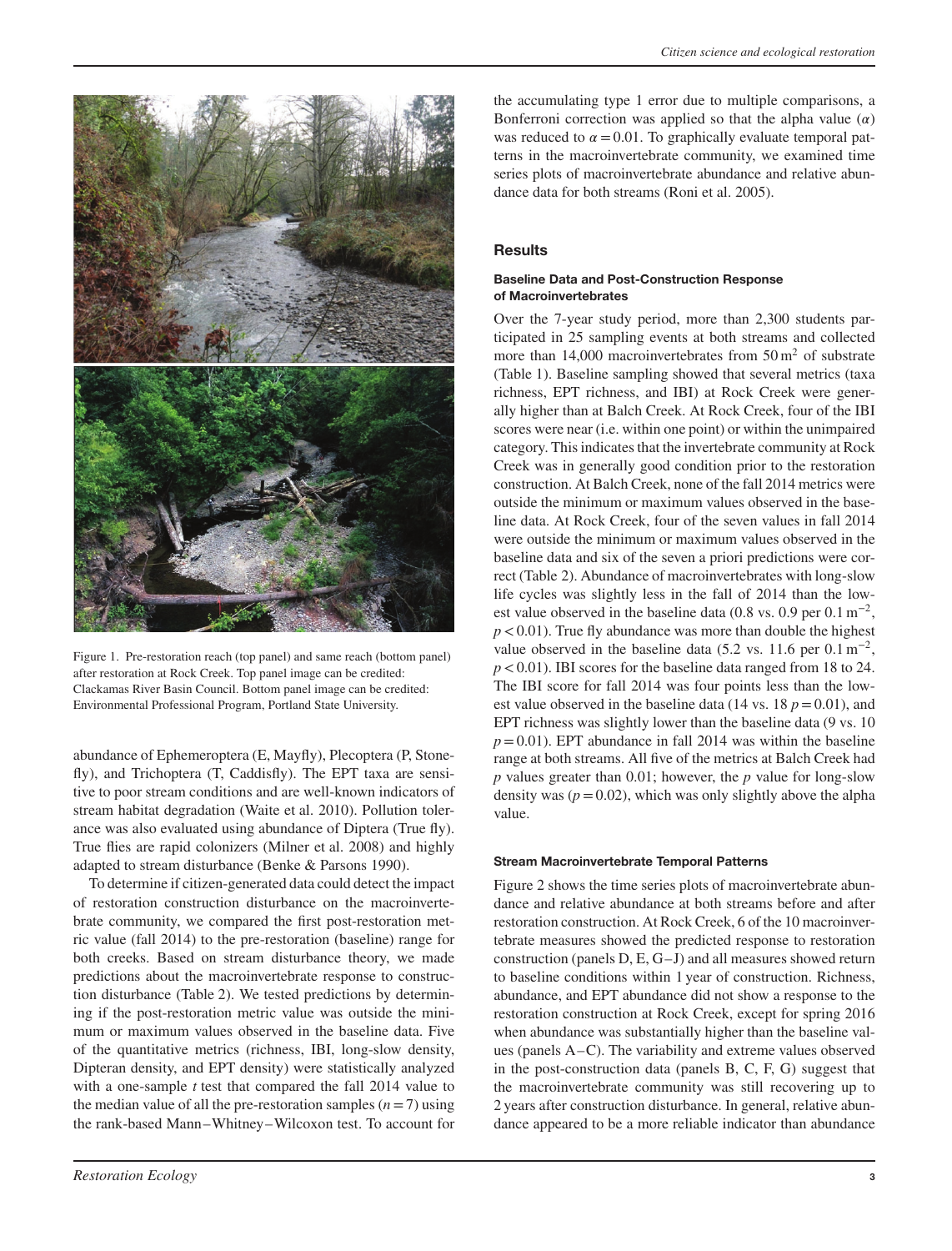Figure 1. Pre-restoration reach (top panel) and same reach (bottom panel) after restoration at Rock Creek. Top panel image can be credited: Clackamas River Basin Council. Bottom panel image can be credited: Environmental Professional Program, Portland State University.

abundance of Ephemeroptera (E, Mayfly), Plecoptera (P, Stonefly), and Trichoptera (T, Caddisfly). The EPT taxa are sensitive to poor stream conditions and are well-known indicators of stream habitat degradation (Waite et al. 2010). Pollution tolerance was also evaluated using abundance of Diptera (True fly). True flies are rapid colonizers (Milner et al. 2008) and highly adapted to stream disturbance (Benke & Parsons 1990).

To determine if citizen-generated data could detect the impact of restoration construction disturbance on the macroinvertebrate community, we compared the first post-restoration metric value (fall 2014) to the pre-restoration (baseline) range for both creeks. Based on stream disturbance theory, we made predictions about the macroinvertebrate response to construction disturbance (Table 2). We tested predictions by determining if the post-restoration metric value was outside the minimum or maximum values observed in the baseline data. Five of the quantitative metrics (richness, IBI, long-slow density, Dipteran density, and EPT density) were statistically analyzed with a one-sample *t* test that compared the fall 2014 value to the median value of all the pre-restoration samples ($n = 7$) using the rank-based Mann–Whitney–Wilcoxon test. To account for the accumulating type 1 error due to multiple comparisons, a Bonferroni correction was applied so that the alpha value ($\alpha$) was reduced to $\alpha = 0.01$. To graphically evaluate temporal patterns in the macroinvertebrate community, we examined time series plots of macroinvertebrate abundance and relative abundance data for both streams (Roni et al. 2005).

## Results

### Baseline Data and Post-Construction Response of Macroinvertebrates

Over the 7-year study period, more than 2,300 students participated in 25 sampling events at both streams and collected more than 14,000 macroinvertebrates from 50 $m^2$ of substrate (Table 1). Baseline sampling showed that several metrics (taxa richness, EPT richness, and IBI) at Rock Creek were generally higher than at Balch Creek. At Rock Creek, four of the IBI scores were near (i.e. within one point) or within the unimpaired category. This indicates that the invertebrate community at Rock Creek was in generally good condition prior to the restoration construction. At Balch Creek, none of the fall 2014 metrics were outside the minimum or maximum values observed in the baseline data. At Rock Creek, four of the seven values in fall 2014 were outside the minimum or maximum values observed in the baseline data and six of the seven a priori predictions were correct (Table 2). Abundance of macroinvertebrates with long-slow life cycles was slightly less in the fall of 2014 than the lowest value observed in the baseline data (0.8 vs. 0.9 per 0.1 $m^{-2}$, $p < 0.01$). True fly abundance was more than double the highest value observed in the baseline data (5.2 vs. 11.6 per 0.1 $m^{-2}$, $p < 0.01$). IBI scores for the baseline data ranged from 18 to 24. The IBI score for fall 2014 was four points less than the lowest value observed in the baseline data (14 vs. 18 $p = 0.01$), and EPT richness was slightly lower than the baseline data (9 vs. 10 $p = 0.01$). EPT abundance in fall 2014 was within the baseline range at both streams. All five of the metrics at Balch Creek had *p* values greater than 0.01; however, the *p* value for long-slow density was ($p = 0.02$), which was only slightly above the alpha value.

### Stream Macroinvertebrate Temporal Patterns

Figure 2 shows the time series plots of macroinvertebrate abundance and relative abundance at both streams before and after restoration construction. At Rock Creek, 6 of the 10 macroinvertebrate measures showed the predicted response to restoration construction (panels D, E, G–J) and all measures showed return to baseline conditions within 1 year of construction. Richness, abundance, and EPT abundance did not show a response to the restoration construction at Rock Creek, except for spring 2016 when abundance was substantially higher than the baseline values (panels A–C). The variability and extreme values observed in the post-construction data (panels B, C, F, G) suggest that the macroinvertebrate community was still recovering up to 2 years after construction disturbance. In general, relative abundance appeared to be a more reliable indicator than abundance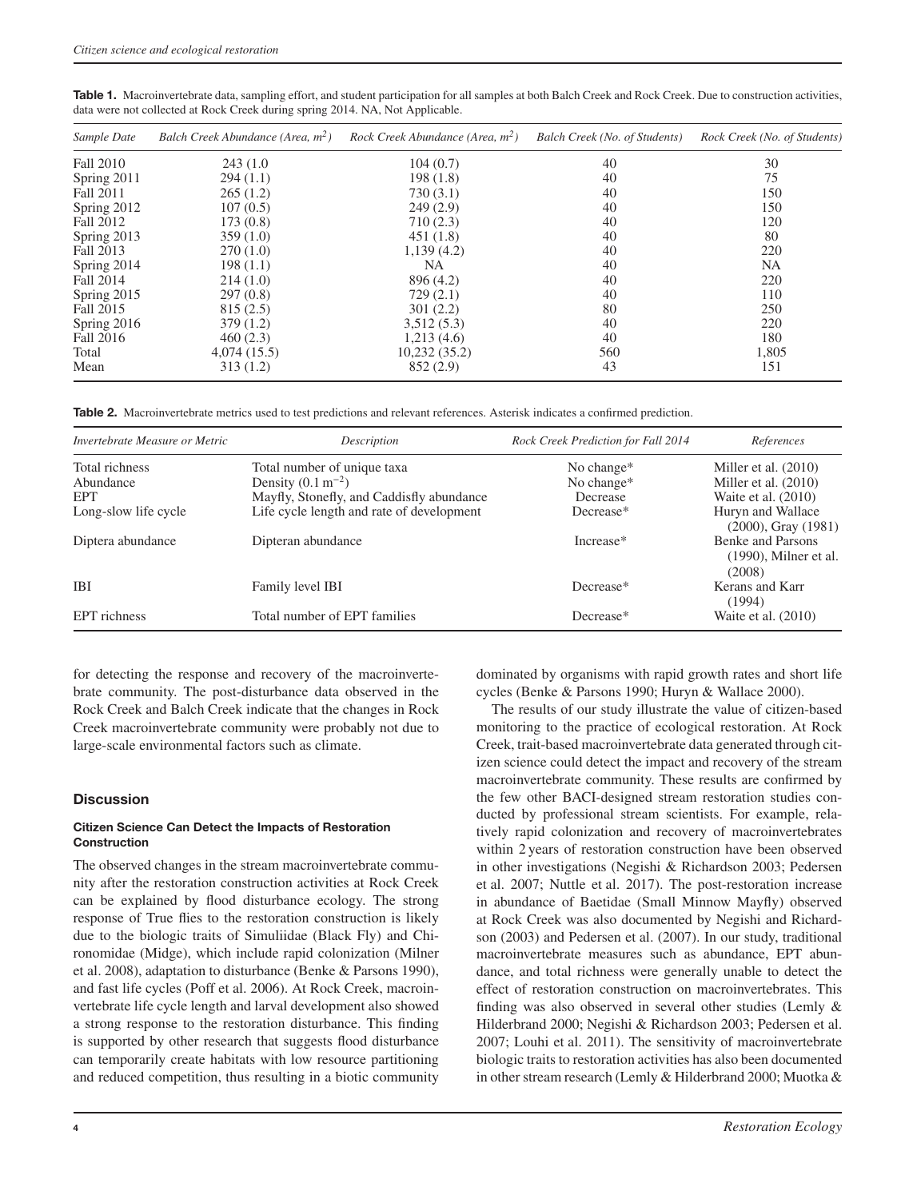**Table 1.** Macroinvertebrate data, sampling effort, and student participation for all samples at both Balch Creek and Rock Creek. Due to construction activities, data were not collected at Rock Creek during spring 2014. NA, Not Applicable.

| *Sample Date* | *Balch Creek Abundance (Area, $m^2$)* | *Rock Creek Abundance (Area, $m^2$)* | *Balch Creek (No. of Students)* | *Rock Creek (No. of Students)* |
|---|---|---|---|---|
| Fall 2010 | 243 (1.0 | 104 (0.7) | 40 | 30 |
| Spring 2011 | 294 (1.1) | 198 (1.8) | 40 | 75 |
| Fall 2011 | 265 (1.2) | 730 (3.1) | 40 | 150 |
| Spring 2012 | 107 (0.5) | 249 (2.9) | 40 | 150 |
| Fall 2012 | 173 (0.8) | 710 (2.3) | 40 | 120 |
| Spring 2013 | 359 (1.0) | 451 (1.8) | 40 | 80 |
| Fall 2013 | 270 (1.0) | 1,139 (4.2) | 40 | 220 |
| Spring 2014 | 198 (1.1) | NA | 40 | NA |
| Fall 2014 | 214 (1.0) | 896 (4.2) | 40 | 220 |
| Spring 2015 | 297 (0.8) | 729 (2.1) | 40 | 110 |
| Fall 2015 | 815 (2.5) | 301 (2.2) | 80 | 250 |
| Spring 2016 | 379 (1.2) | 3,512 (5.3) | 40 | 220 |
| Fall 2016 | 460 (2.3) | 1,213 (4.6) | 40 | 180 |
| Total | 4,074 (15.5) | 10,232 (35.2) | 560 | 1,805 |
| Mean | 313 (1.2) | 852 (2.9) | 43 | 151 |

**Table 2.** Macroinvertebrate metrics used to test predictions and relevant references. Asterisk indicates a confirmed prediction.

| *Invertebrate Measure or Metric* | *Description* | *Rock Creek Prediction for Fall 2014* | *References* |
|---|---|---|---|
| Total richness | Total number of unique taxa | No change* | Miller et al. (2010) |
| Abundance | Density ($0.1\,m^{-2}$) | No change* | Miller et al. (2010) |
| EPT | Mayfly, Stonefly, and Caddisfly abundance | Decrease | Waite et al. (2010) |
| Long-slow life cycle | Life cycle length and rate of development | Decrease* | Huryn and Wallace (2000), Gray (1981) |
| Diptera abundance | Dipteran abundance | Increase* | Benke and Parsons (1990), Milner et al. (2008) |
| IBI | Family level IBI | Decrease* | Kerans and Karr (1994) |
| EPT richness | Total number of EPT families | Decrease* | Waite et al. (2010) |

for detecting the response and recovery of the macroinvertebrate community. The post-disturbance data observed in the Rock Creek and Balch Creek indicate that the changes in Rock Creek macroinvertebrate community were probably not due to large-scale environmental factors such as climate.

## Discussion

### Citizen Science Can Detect the Impacts of Restoration Construction

The observed changes in the stream macroinvertebrate community after the restoration construction activities at Rock Creek can be explained by flood disturbance ecology. The strong response of True flies to the restoration construction is likely due to the biologic traits of Simuliidae (Black Fly) and Chironomidae (Midge), which include rapid colonization (Milner et al. 2008), adaptation to disturbance (Benke & Parsons 1990), and fast life cycles (Poff et al. 2006). At Rock Creek, macroinvertebrate life cycle length and larval development also showed a strong response to the restoration disturbance. This finding is supported by other research that suggests flood disturbance can temporarily create habitats with low resource partitioning and reduced competition, thus resulting in a biotic community dominated by organisms with rapid growth rates and short life cycles (Benke & Parsons 1990; Huryn & Wallace 2000).

The results of our study illustrate the value of citizen-based monitoring to the practice of ecological restoration. At Rock Creek, trait-based macroinvertebrate data generated through citizen science could detect the impact and recovery of the stream macroinvertebrate community. These results are confirmed by the few other BACI-designed stream restoration studies conducted by professional stream scientists. For example, relatively rapid colonization and recovery of macroinvertebrates within 2 years of restoration construction have been observed in other investigations (Negishi & Richardson 2003; Pedersen et al. 2007; Nuttle et al. 2017). The post-restoration increase in abundance of Baetidae (Small Minnow Mayfly) observed at Rock Creek was also documented by Negishi and Richardson (2003) and Pedersen et al. (2007). In our study, traditional macroinvertebrate measures such as abundance, EPT abundance, and total richness were generally unable to detect the effect of restoration construction on macroinvertebrates. This finding was also observed in several other studies (Lemly & Hilderbrand 2000; Negishi & Richardson 2003; Pedersen et al. 2007; Louhi et al. 2011). The sensitivity of macroinvertebrate biologic traits to restoration activities has also been documented in other stream research (Lemly & Hilderbrand 2000; Muotka &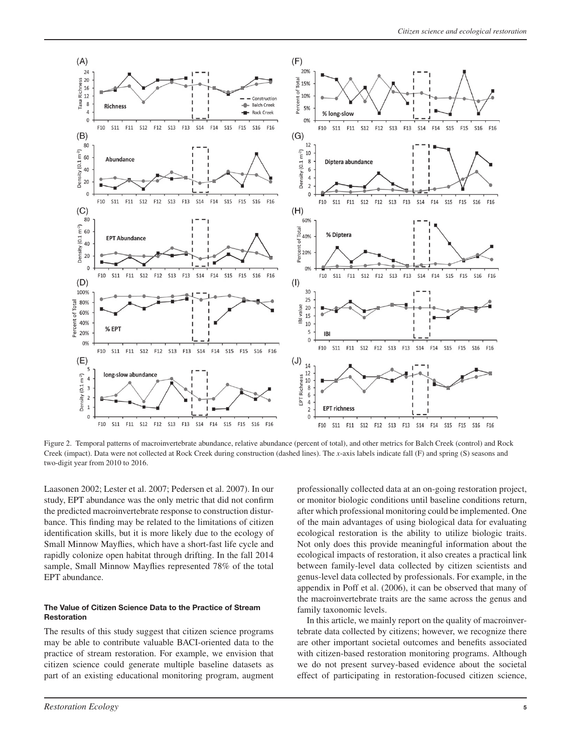(A)

Taxa Richness

24 20 16 12 8 4 0

Richness

Construction

Balch Creek

Rock Creek

F10 S11 F11 S12 F12 S13 F13 S14 F14 S15 F15 S16 F16

(B)

Density (0.1 m⁻²)

80 60 40 20 0

Abundance

F10 S11 F11 S12 F12 S13 F13 S14 F14 S15 F15 S16 F16

(C)

Density (0.1 m⁻²)

80 60 40 20 0

EPT Abundance

F10 S11 F11 S12 F12 S13 F13 S14 F14 S15 F15 S16 F16

(D)

Percent of Total

100% 80% 60% 40% 20% 0%

% EPT

F10 S11 F11 S12 F12 S13 F13 S14 F14 S15 F15 S16 F16

(E)

Density (0.1 m⁻²)

5 4 3 2 1 0

long-slow abundance

F10 S11 F11 S12 F12 S13 F13 S14 F14 S15 F15 S16 F16

(F)

Percent of Total

20% 15% 10% 5% 0%

% long-slow

F10 S11 F11 S12 F12 S13 F13 S14 F14 S15 F15 S16 F16

(G)

Density (0.1 m⁻²)

12 10 8 6 4 2 0

Diptera abundance

F10 S11 F11 S12 F12 S13 F13 S14 F14 S15 F15 S16 F16

(H)

Percent of Total

60% 40% 20% 0%

% Diptera

F10 S11 F11 S12 F12 S13 F13 S14 F14 S15 F15 S16 F16

(I)

IBI value

30 25 20 15 10 5 0

IBI

F10 S11 F11 S12 F12 S13 F13 S14 F14 S15 F15 S16 F16

(J)

EPT Richness

14 12 10 8 6 4 2 0

EPT richness

F10 S11 F11 S12 F12 S13 F13 S14 F14 S15 F15 S16 F16

Figure 2. Temporal patterns of macroinvertebrate abundance, relative abundance (percent of total), and other metrics for Balch Creek (control) and Rock Creek (impact). Data were not collected at Rock Creek during construction (dashed lines). The *x*-axis labels indicate fall (F) and spring (S) seasons and two-digit year from 2010 to 2016.

Laasonen 2002; Lester et al. 2007; Pedersen et al. 2007). In our study, EPT abundance was the only metric that did not confirm the predicted macroinvertebrate response to construction disturbance. This finding may be related to the limitations of citizen identification skills, but it is more likely due to the ecology of Small Minnow Mayflies, which have a short-fast life cycle and rapidly colonize open habitat through drifting. In the fall 2014 sample, Small Minnow Mayflies represented 78% of the total EPT abundance.

#### The Value of Citizen Science Data to the Practice of Stream Restoration

The results of this study suggest that citizen science programs may be able to contribute valuable BACI-oriented data to the practice of stream restoration. For example, we envision that citizen science could generate multiple baseline datasets as part of an existing educational monitoring program, augment professionally collected data at an on-going restoration project, or monitor biologic conditions until baseline conditions return, after which professional monitoring could be implemented. One of the main advantages of using biological data for evaluating ecological restoration is the ability to utilize biologic traits. Not only does this provide meaningful information about the ecological impacts of restoration, it also creates a practical link between family-level data collected by citizen scientists and genus-level data collected by professionals. For example, in the appendix in Poff et al. (2006), it can be observed that many of the macroinvertebrate traits are the same across the genus and family taxonomic levels.

In this article, we mainly report on the quality of macroinvertebrate data collected by citizens; however, we recognize there are other important societal outcomes and benefits associated with citizen-based restoration monitoring programs. Although we do not present survey-based evidence about the societal effect of participating in restoration-focused citizen science,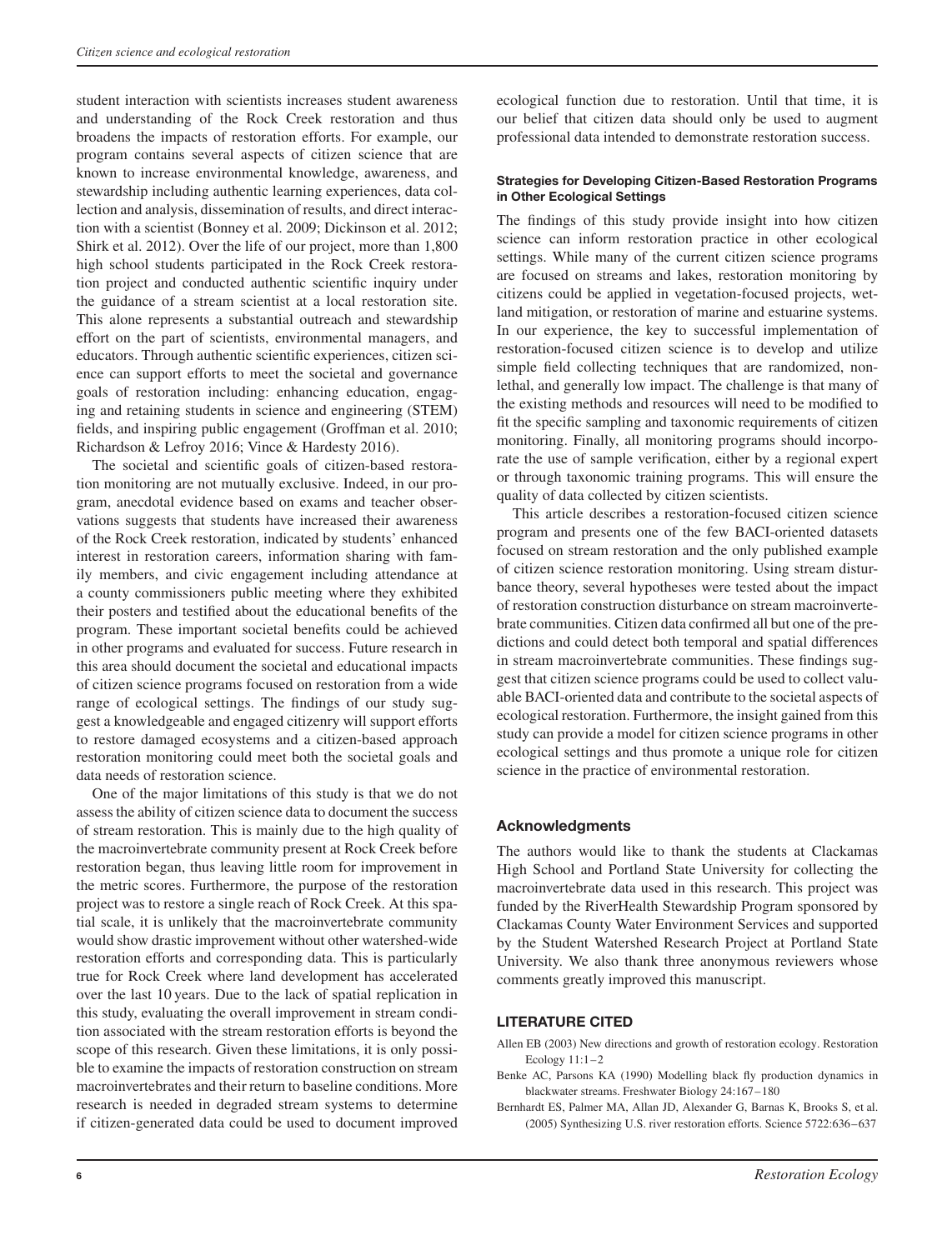student interaction with scientists increases student awareness and understanding of the Rock Creek restoration and thus broadens the impacts of restoration efforts. For example, our program contains several aspects of citizen science that are known to increase environmental knowledge, awareness, and stewardship including authentic learning experiences, data collection and analysis, dissemination of results, and direct interaction with a scientist (Bonney et al. 2009; Dickinson et al. 2012; Shirk et al. 2012). Over the life of our project, more than 1,800 high school students participated in the Rock Creek restoration project and conducted authentic scientific inquiry under the guidance of a stream scientist at a local restoration site. This alone represents a substantial outreach and stewardship effort on the part of scientists, environmental managers, and educators. Through authentic scientific experiences, citizen science can support efforts to meet the societal and governance goals of restoration including: enhancing education, engaging and retaining students in science and engineering (STEM) fields, and inspiring public engagement (Groffman et al. 2010; Richardson & Lefroy 2016; Vince & Hardesty 2016).

The societal and scientific goals of citizen-based restoration monitoring are not mutually exclusive. Indeed, in our program, anecdotal evidence based on exams and teacher observations suggests that students have increased their awareness of the Rock Creek restoration, indicated by students' enhanced interest in restoration careers, information sharing with family members, and civic engagement including attendance at a county commissioners public meeting where they exhibited their posters and testified about the educational benefits of the program. These important societal benefits could be achieved in other programs and evaluated for success. Future research in this area should document the societal and educational impacts of citizen science programs focused on restoration from a wide range of ecological settings. The findings of our study suggest a knowledgeable and engaged citizenry will support efforts to restore damaged ecosystems and a citizen-based approach restoration monitoring could meet both the societal goals and data needs of restoration science.

One of the major limitations of this study is that we do not assess the ability of citizen science data to document the success of stream restoration. This is mainly due to the high quality of the macroinvertebrate community present at Rock Creek before restoration began, thus leaving little room for improvement in the metric scores. Furthermore, the purpose of the restoration project was to restore a single reach of Rock Creek. At this spatial scale, it is unlikely that the macroinvertebrate community would show drastic improvement without other watershed-wide restoration efforts and corresponding data. This is particularly true for Rock Creek where land development has accelerated over the last 10 years. Due to the lack of spatial replication in this study, evaluating the overall improvement in stream condition associated with the stream restoration efforts is beyond the scope of this research. Given these limitations, it is only possible to examine the impacts of restoration construction on stream macroinvertebrates and their return to baseline conditions. More research is needed in degraded stream systems to determine if citizen-generated data could be used to document improved ecological function due to restoration. Until that time, it is our belief that citizen data should only be used to augment professional data intended to demonstrate restoration success.

#### Strategies for Developing Citizen-Based Restoration Programs in Other Ecological Settings

The findings of this study provide insight into how citizen science can inform restoration practice in other ecological settings. While many of the current citizen science programs are focused on streams and lakes, restoration monitoring by citizens could be applied in vegetation-focused projects, wetland mitigation, or restoration of marine and estuarine systems. In our experience, the key to successful implementation of restoration-focused citizen science is to develop and utilize simple field collecting techniques that are randomized, nonlethal, and generally low impact. The challenge is that many of the existing methods and resources will need to be modified to fit the specific sampling and taxonomic requirements of citizen monitoring. Finally, all monitoring programs should incorporate the use of sample verification, either by a regional expert or through taxonomic training programs. This will ensure the quality of data collected by citizen scientists.

This article describes a restoration-focused citizen science program and presents one of the few BACI-oriented datasets focused on stream restoration and the only published example of citizen science restoration monitoring. Using stream disturbance theory, several hypotheses were tested about the impact of restoration construction disturbance on stream macroinvertebrate communities. Citizen data confirmed all but one of the predictions and could detect both temporal and spatial differences in stream macroinvertebrate communities. These findings suggest that citizen science programs could be used to collect valuable BACI-oriented data and contribute to the societal aspects of ecological restoration. Furthermore, the insight gained from this study can provide a model for citizen science programs in other ecological settings and thus promote a unique role for citizen science in the practice of environmental restoration.

## Acknowledgments

The authors would like to thank the students at Clackamas High School and Portland State University for collecting the macroinvertebrate data used in this research. This project was funded by the RiverHealth Stewardship Program sponsored by Clackamas County Water Environment Services and supported by the Student Watershed Research Project at Portland State University. We also thank three anonymous reviewers whose comments greatly improved this manuscript.

## LITERATURE CITED

Allen EB (2003) New directions and growth of restoration ecology. Restoration Ecology 11:1–2

Benke AC, Parsons KA (1990) Modelling black fly production dynamics in blackwater streams. Freshwater Biology 24:167–180

Bernhardt ES, Palmer MA, Allan JD, Alexander G, Barnas K, Brooks S, et al. (2005) Synthesizing U.S. river restoration efforts. Science 5722:636–637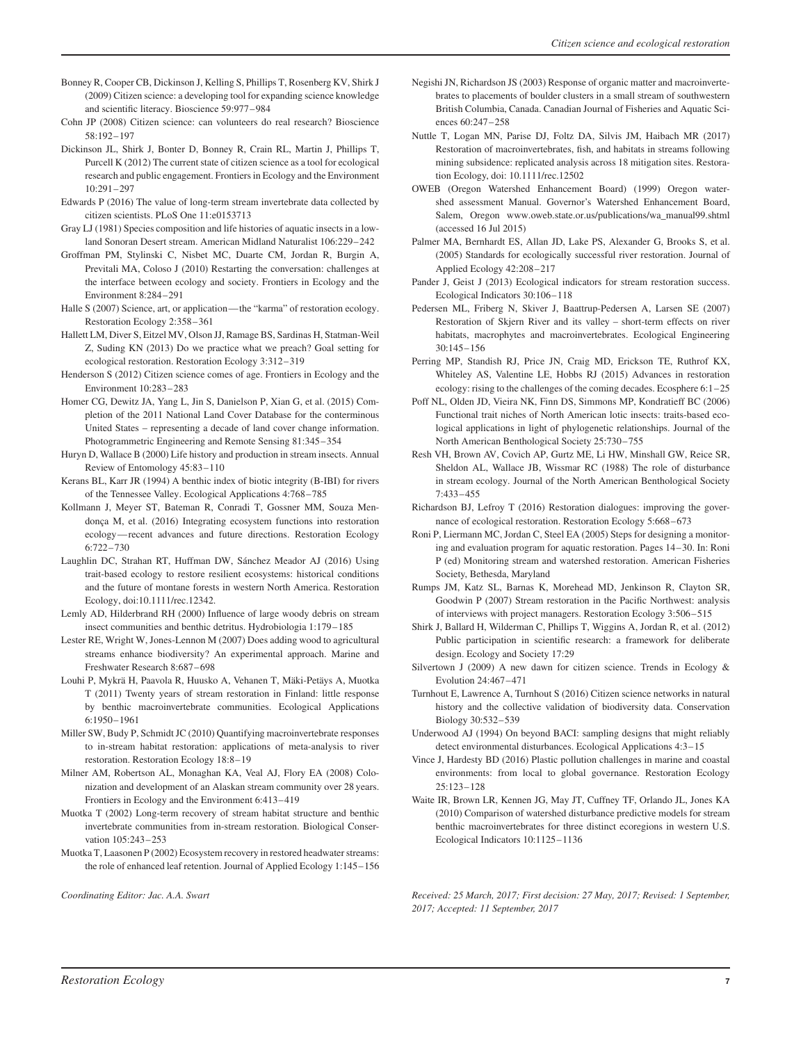Bonney R, Cooper CB, Dickinson J, Kelling S, Phillips T, Rosenberg KV, Shirk J (2009) Citizen science: a developing tool for expanding science knowledge and scientific literacy. Bioscience 59:977–984

Cohn JP (2008) Citizen science: can volunteers do real research? Bioscience 58:192–197

Dickinson JL, Shirk J, Bonter D, Bonney R, Crain RL, Martin J, Phillips T, Purcell K (2012) The current state of citizen science as a tool for ecological research and public engagement. Frontiers in Ecology and the Environment 10:291–297

Edwards P (2016) The value of long-term stream invertebrate data collected by citizen scientists. PLoS One 11:e0153713

Gray LJ (1981) Species composition and life histories of aquatic insects in a lowland Sonoran Desert stream. American Midland Naturalist 106:229–242

Groffman PM, Stylinski C, Nisbet MC, Duarte CM, Jordan R, Burgin A, Previtali MA, Coloso J (2010) Restarting the conversation: challenges at the interface between ecology and society. Frontiers in Ecology and the Environment 8:284–291

Halle S (2007) Science, art, or application—the "karma" of restoration ecology. Restoration Ecology 2:358–361

Hallett LM, Diver S, Eitzel MV, Olson JJ, Ramage BS, Sardinas H, Statman-Weil Z, Suding KN (2013) Do we practice what we preach? Goal setting for ecological restoration. Restoration Ecology 3:312–319

Henderson S (2012) Citizen science comes of age. Frontiers in Ecology and the Environment 10:283–283

Homer CG, Dewitz JA, Yang L, Jin S, Danielson P, Xian G, et al. (2015) Completion of the 2011 National Land Cover Database for the conterminous United States – representing a decade of land cover change information. Photogrammetric Engineering and Remote Sensing 81:345–354

Huryn D, Wallace B (2000) Life history and production in stream insects. Annual Review of Entomology 45:83–110

Kerans BL, Karr JR (1994) A benthic index of biotic integrity (B-IBI) for rivers of the Tennessee Valley. Ecological Applications 4:768–785

Kollmann J, Meyer ST, Bateman R, Conradi T, Gossner MM, Souza Mendonça M, et al. (2016) Integrating ecosystem functions into restoration ecology—recent advances and future directions. Restoration Ecology 6:722–730

Laughlin DC, Strahan RT, Huffman DW, Sánchez Meador AJ (2016) Using trait-based ecology to restore resilient ecosystems: historical conditions and the future of montane forests in western North America. Restoration Ecology, doi:10.1111/rec.12342.

Lemly AD, Hilderbrand RH (2000) Influence of large woody debris on stream insect communities and benthic detritus. Hydrobiologia 1:179–185

Lester RE, Wright W, Jones-Lennon M (2007) Does adding wood to agricultural streams enhance biodiversity? An experimental approach. Marine and Freshwater Research 8:687–698

Louhi P, Mykrä H, Paavola R, Huusko A, Vehanen T, Mäki-Petäys A, Muotka T (2011) Twenty years of stream restoration in Finland: little response by benthic macroinvertebrate communities. Ecological Applications 6:1950–1961

Miller SW, Budy P, Schmidt JC (2010) Quantifying macroinvertebrate responses to in-stream habitat restoration: applications of meta-analysis to river restoration. Restoration Ecology 18:8–19

Milner AM, Robertson AL, Monaghan KA, Veal AJ, Flory EA (2008) Colonization and development of an Alaskan stream community over 28 years. Frontiers in Ecology and the Environment 6:413–419

Muotka T (2002) Long-term recovery of stream habitat structure and benthic invertebrate communities from in-stream restoration. Biological Conservation 105:243–253

Muotka T, Laasonen P (2002) Ecosystem recovery in restored headwater streams: the role of enhanced leaf retention. Journal of Applied Ecology 1:145–156

Negishi JN, Richardson JS (2003) Response of organic matter and macroinvertebrates to placements of boulder clusters in a small stream of southwestern British Columbia, Canada. Canadian Journal of Fisheries and Aquatic Sciences 60:247–258

Nuttle T, Logan MN, Parise DJ, Foltz DA, Silvis JM, Haibach MR (2017) Restoration of macroinvertebrates, fish, and habitats in streams following mining subsidence: replicated analysis across 18 mitigation sites. Restoration Ecology, doi: 10.1111/rec.12502

OWEB (Oregon Watershed Enhancement Board) (1999) Oregon watershed assessment Manual. Governor's Watershed Enhancement Board, Salem, Oregon www.oweb.state.or.us/publications/wa_manual99.shtml (accessed 16 Jul 2015)

Palmer MA, Bernhardt ES, Allan JD, Lake PS, Alexander G, Brooks S, et al. (2005) Standards for ecologically successful river restoration. Journal of Applied Ecology 42:208–217

Pander J, Geist J (2013) Ecological indicators for stream restoration success. Ecological Indicators 30:106–118

Pedersen ML, Friberg N, Skiver J, Baattrup-Pedersen A, Larsen SE (2007) Restoration of Skjern River and its valley – short-term effects on river habitats, macrophytes and macroinvertebrates. Ecological Engineering 30:145–156

Perring MP, Standish RJ, Price JN, Craig MD, Erickson TE, Ruthrof KX, Whiteley AS, Valentine LE, Hobbs RJ (2015) Advances in restoration ecology: rising to the challenges of the coming decades. Ecosphere 6:1–25

Poff NL, Olden JD, Vieira NK, Finn DS, Simmons MP, Kondratieff BC (2006) Functional trait niches of North American lotic insects: traits-based ecological applications in light of phylogenetic relationships. Journal of the North American Benthological Society 25:730–755

Resh VH, Brown AV, Covich AP, Gurtz ME, Li HW, Minshall GW, Reice SR, Sheldon AL, Wallace JB, Wissmar RC (1988) The role of disturbance in stream ecology. Journal of the North American Benthological Society 7:433–455

Richardson BJ, Lefroy T (2016) Restoration dialogues: improving the governance of ecological restoration. Restoration Ecology 5:668–673

Roni P, Liermann MC, Jordan C, Steel EA (2005) Steps for designing a monitoring and evaluation program for aquatic restoration. Pages 14–30. In: Roni P (ed) Monitoring stream and watershed restoration. American Fisheries Society, Bethesda, Maryland

Rumps JM, Katz SL, Barnas K, Morehead MD, Jenkinson R, Clayton SR, Goodwin P (2007) Stream restoration in the Pacific Northwest: analysis of interviews with project managers. Restoration Ecology 3:506–515

Shirk J, Ballard H, Wilderman C, Phillips T, Wiggins A, Jordan R, et al. (2012) Public participation in scientific research: a framework for deliberate design. Ecology and Society 17:29

Silvertown J (2009) A new dawn for citizen science. Trends in Ecology & Evolution 24:467–471

Turnhout E, Lawrence A, Turnhout S (2016) Citizen science networks in natural history and the collective validation of biodiversity data. Conservation Biology 30:532–539

Underwood AJ (1994) On beyond BACI: sampling designs that might reliably detect environmental disturbances. Ecological Applications 4:3–15

Vince J, Hardesty BD (2016) Plastic pollution challenges in marine and coastal environments: from local to global governance. Restoration Ecology 25:123–128

Waite IR, Brown LR, Kennen JG, May JT, Cuffney TF, Orlando JL, Jones KA (2010) Comparison of watershed disturbance predictive models for stream benthic macroinvertebrates for three distinct ecoregions in western U.S. Ecological Indicators 10:1125–1136

*Coordinating Editor: Jac. A.A. Swart*

*Received: 25 March, 2017; First decision: 27 May, 2017; Revised: 1 September, 2017; Accepted: 11 September, 2017*